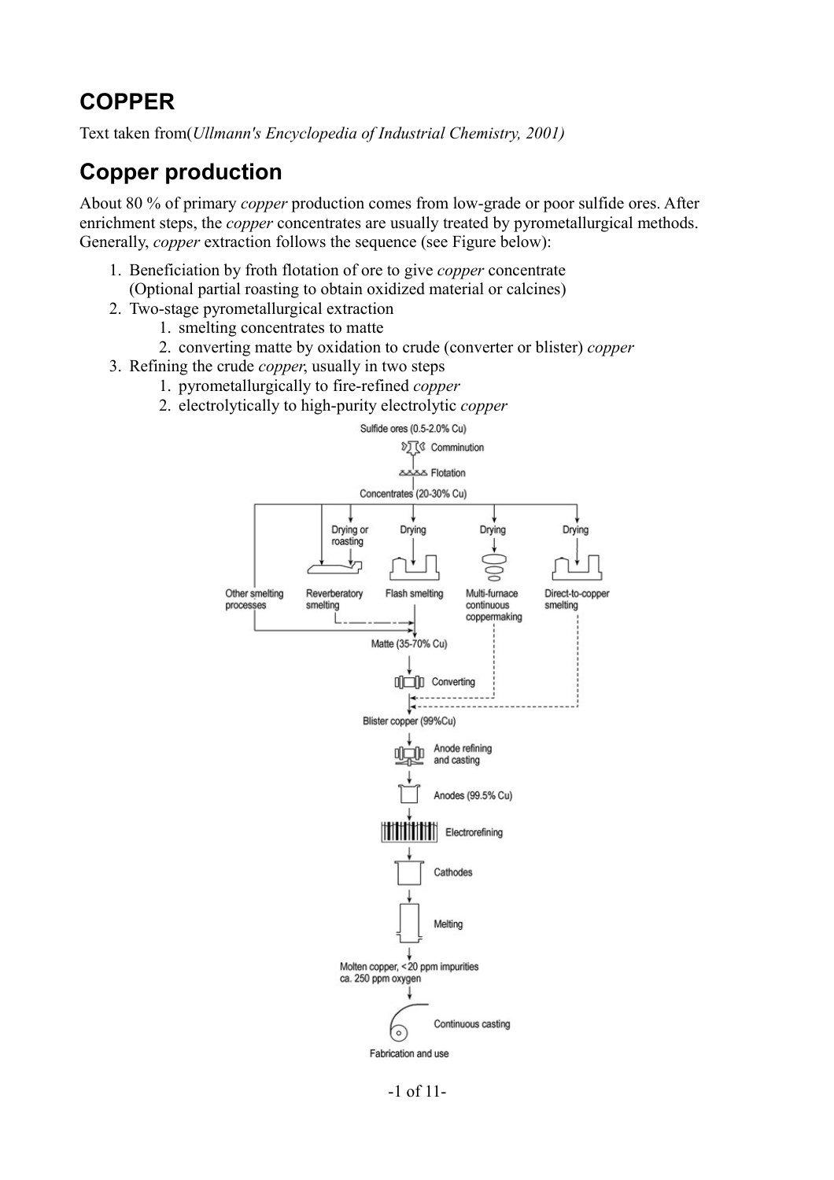# COPPER

Text taken from(*Ullmann's Encyclopedia of Industrial Chemistry, 2001)*

## Copper production

About 80 % of primary *copper* production comes from low-grade or poor sulfide ores. After enrichment steps, the *copper* concentrates are usually treated by pyrometallurgical methods. Generally, *copper* extraction follows the sequence (see Figure below):

1. Beneficiation by froth flotation of ore to give *copper* concentrate
   (Optional partial roasting to obtain oxidized material or calcines)
2. Two-stage pyrometallurgical extraction
   1. smelting concentrates to matte
   2. converting matte by oxidation to crude (converter or blister) *copper*
3. Refining the crude *copper*, usually in two steps
   1. pyrometallurgically to fire-refined *copper*
   2. electrolytically to high-purity electrolytic *copper*

Sulfide ores (0.5-2.0% Cu)
Comminution
Flotation
Concentrates (20-30% Cu)
Drying or roasting
Drying
Drying
Drying
Other smelting processes
Reverberatory smelting
Flash smelting
Multi-furnace continuous coppermaking
Direct-to-copper smelting
Matte (35-70% Cu)
Converting
Blister copper (99%Cu)
Anode refining and casting
Anodes (99.5% Cu)
Electrorefining
Cathodes
Melting
Molten copper, <20 ppm impurities ca. 250 ppm oxygen
Continuous casting
Fabrication and use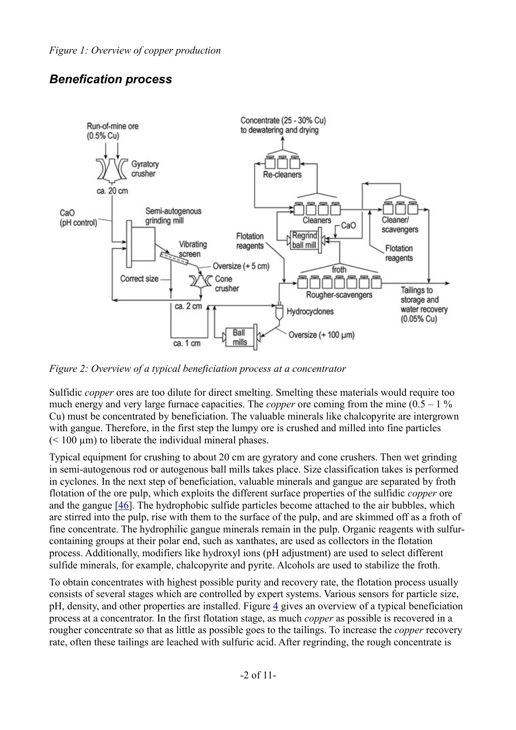*Figure 1: Overview of copper production*

## *Benefication process*

*Figure 2: Overview of a typical beneficiation process at a concentrator*

Sulfidic *copper* ores are too dilute for direct smelting. Smelting these materials would require too much energy and very large furnace capacities. The *copper* ore coming from the mine (0.5 – 1 % Cu) must be concentrated by beneficiation. The valuable minerals like chalcopyrite are intergrown with gangue. Therefore, in the first step the lumpy ore is crushed and milled into fine particles (< 100 µm) to liberate the individual mineral phases.

Typical equipment for crushing to about 20 cm are gyratory and cone crushers. Then wet grinding in semi-autogenous rod or autogenous ball mills takes place. Size classification takes is performed in cyclones. In the next step of beneficiation, valuable minerals and gangue are separated by froth flotation of the ore pulp, which exploits the different surface properties of the sulfidic *copper* ore and the gangue [46]. The hydrophobic sulfide particles become attached to the air bubbles, which are stirred into the pulp, rise with them to the surface of the pulp, and are skimmed off as a froth of fine concentrate. The hydrophilic gangue minerals remain in the pulp. Organic reagents with sulfur-containing groups at their polar end, such as xanthates, are used as collectors in the flotation process. Additionally, modifiers like hydroxyl ions (pH adjustment) are used to select different sulfide minerals, for example, chalcopyrite and pyrite. Alcohols are used to stabilize the froth.

To obtain concentrates with highest possible purity and recovery rate, the flotation process usually consists of several stages which are controlled by expert systems. Various sensors for particle size, pH, density, and other properties are installed. Figure 4 gives an overview of a typical beneficiation process at a concentrator. In the first flotation stage, as much *copper* as possible is recovered in a rougher concentrate so that as little as possible goes to the tailings. To increase the *copper* recovery rate, often these tailings are leached with sulfuric acid. After regrinding, the rough concentrate is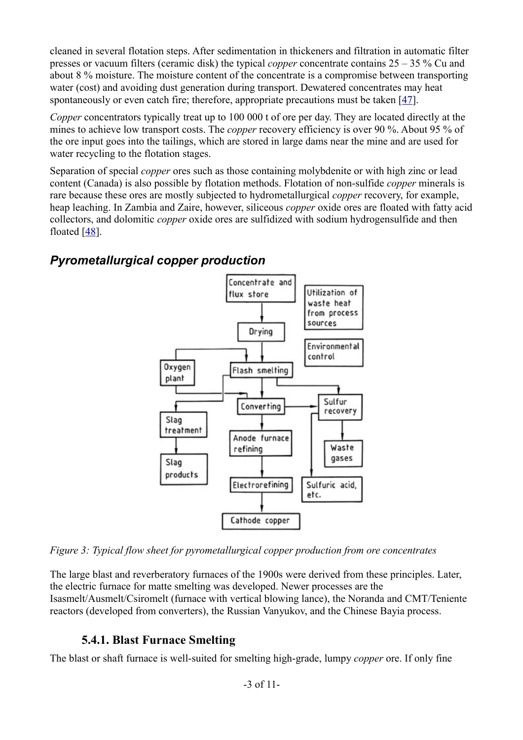cleaned in several flotation steps. After sedimentation in thickeners and filtration in automatic filter presses or vacuum filters (ceramic disk) the typical *copper* concentrate contains 25 – 35 % Cu and about 8 % moisture. The moisture content of the concentrate is a compromise between transporting water (cost) and avoiding dust generation during transport. Dewatered concentrates may heat spontaneously or even catch fire; therefore, appropriate precautions must be taken [47].

*Copper* concentrators typically treat up to 100 000 t of ore per day. They are located directly at the mines to achieve low transport costs. The *copper* recovery efficiency is over 90 %. About 95 % of the ore input goes into the tailings, which are stored in large dams near the mine and are used for water recycling to the flotation stages.

Separation of special *copper* ores such as those containing molybdenite or with high zinc or lead content (Canada) is also possible by flotation methods. Flotation of non-sulfide *copper* minerals is rare because these ores are mostly subjected to hydrometallurgical *copper* recovery, for example, heap leaching. In Zambia and Zaire, however, siliceous *copper* oxide ores are floated with fatty acid collectors, and dolomitic *copper* oxide ores are sulfidized with sodium hydrogensulfide and then floated [48].

## *Pyrometallurgical copper production*

*Figure 3: Typical flow sheet for pyrometallurgical copper production from ore concentrates*

The large blast and reverberatory furnaces of the 1900s were derived from these principles. Later, the electric furnace for matte smelting was developed. Newer processes are the Isasmelt/Ausmelt/Csiromelt (furnace with vertical blowing lance), the Noranda and CMT/Teniente reactors (developed from converters), the Russian Vanyukov, and the Chinese Bayia process.

### 5.4.1. Blast Furnace Smelting

The blast or shaft furnace is well-suited for smelting high-grade, lumpy *copper* ore. If only fine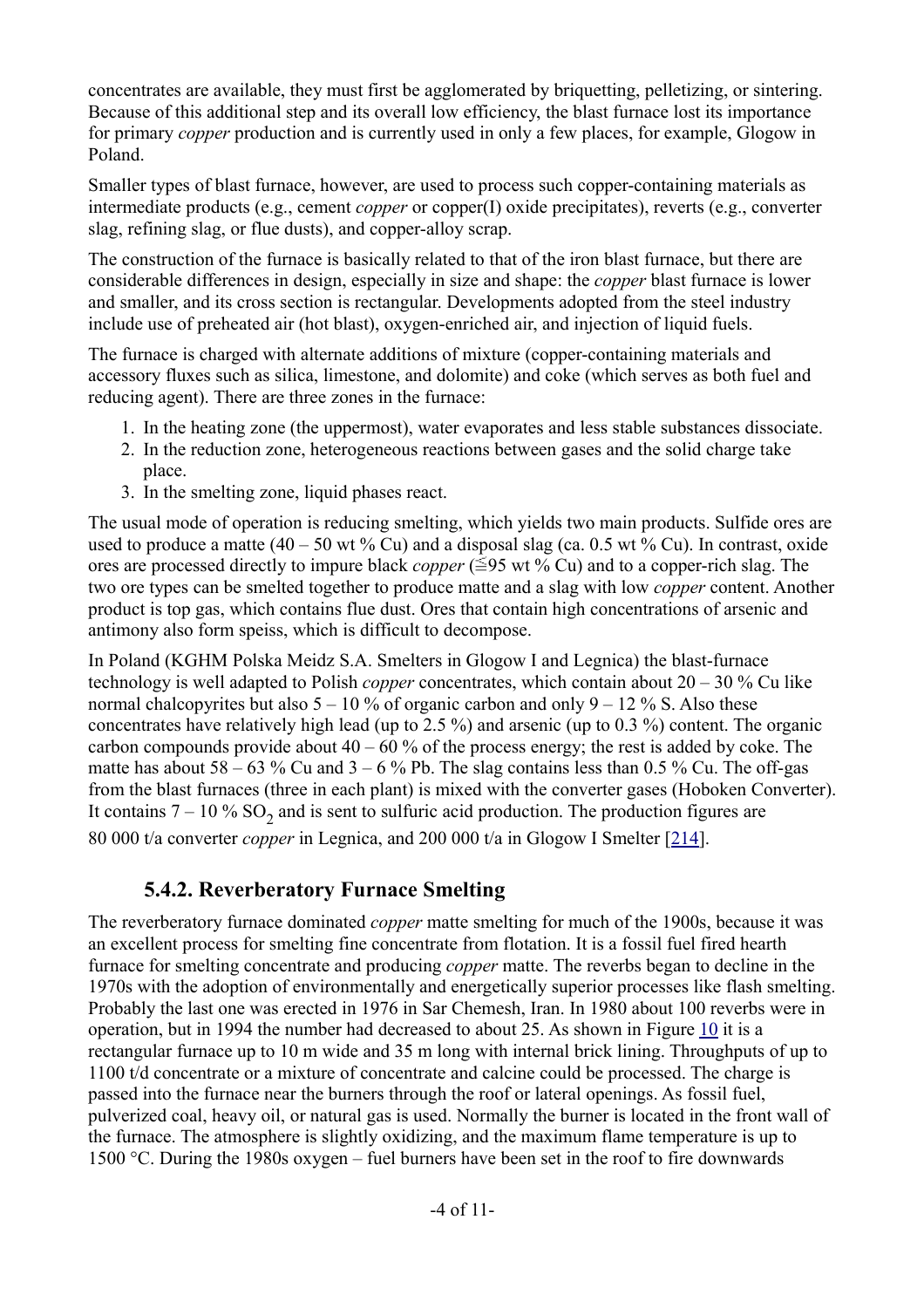concentrates are available, they must first be agglomerated by briquetting, pelletizing, or sintering. Because of this additional step and its overall low efficiency, the blast furnace lost its importance for primary *copper* production and is currently used in only a few places, for example, Glogow in Poland.

Smaller types of blast furnace, however, are used to process such copper-containing materials as intermediate products (e.g., cement *copper* or copper(I) oxide precipitates), reverts (e.g., converter slag, refining slag, or flue dusts), and copper-alloy scrap.

The construction of the furnace is basically related to that of the iron blast furnace, but there are considerable differences in design, especially in size and shape: the *copper* blast furnace is lower and smaller, and its cross section is rectangular. Developments adopted from the steel industry include use of preheated air (hot blast), oxygen-enriched air, and injection of liquid fuels.

The furnace is charged with alternate additions of mixture (copper-containing materials and accessory fluxes such as silica, limestone, and dolomite) and coke (which serves as both fuel and reducing agent). There are three zones in the furnace:

1. In the heating zone (the uppermost), water evaporates and less stable substances dissociate.
2. In the reduction zone, heterogeneous reactions between gases and the solid charge take place.
3. In the smelting zone, liquid phases react.

The usual mode of operation is reducing smelting, which yields two main products. Sulfide ores are used to produce a matte (40 – 50 wt % Cu) and a disposal slag (ca. 0.5 wt % Cu). In contrast, oxide ores are processed directly to impure black *copper* (≦95 wt % Cu) and to a copper-rich slag. The two ore types can be smelted together to produce matte and a slag with low *copper* content. Another product is top gas, which contains flue dust. Ores that contain high concentrations of arsenic and antimony also form speiss, which is difficult to decompose.

In Poland (KGHM Polska Meidz S.A. Smelters in Glogow I and Legnica) the blast-furnace technology is well adapted to Polish *copper* concentrates, which contain about 20 – 30 % Cu like normal chalcopyrites but also 5 – 10 % of organic carbon and only 9 – 12 % S. Also these concentrates have relatively high lead (up to 2.5 %) and arsenic (up to 0.3 %) content. The organic carbon compounds provide about 40 – 60 % of the process energy; the rest is added by coke. The matte has about 58 – 63 % Cu and 3 – 6 % Pb. The slag contains less than 0.5 % Cu. The off-gas from the blast furnaces (three in each plant) is mixed with the converter gases (Hoboken Converter). It contains 7 – 10 % $SO_2$ and is sent to sulfuric acid production. The production figures are 80 000 t/a converter *copper* in Legnica, and 200 000 t/a in Glogow I Smelter [214].

### 5.4.2. Reverberatory Furnace Smelting

The reverberatory furnace dominated *copper* matte smelting for much of the 1900s, because it was an excellent process for smelting fine concentrate from flotation. It is a fossil fuel fired hearth furnace for smelting concentrate and producing *copper* matte. The reverbs began to decline in the 1970s with the adoption of environmentally and energetically superior processes like flash smelting. Probably the last one was erected in 1976 in Sar Chemesh, Iran. In 1980 about 100 reverbs were in operation, but in 1994 the number had decreased to about 25. As shown in Figure 10 it is a rectangular furnace up to 10 m wide and 35 m long with internal brick lining. Throughputs of up to 1100 t/d concentrate or a mixture of concentrate and calcine could be processed. The charge is passed into the furnace near the burners through the roof or lateral openings. As fossil fuel, pulverized coal, heavy oil, or natural gas is used. Normally the burner is located in the front wall of the furnace. The atmosphere is slightly oxidizing, and the maximum flame temperature is up to 1500 °C. During the 1980s oxygen – fuel burners have been set in the roof to fire downwards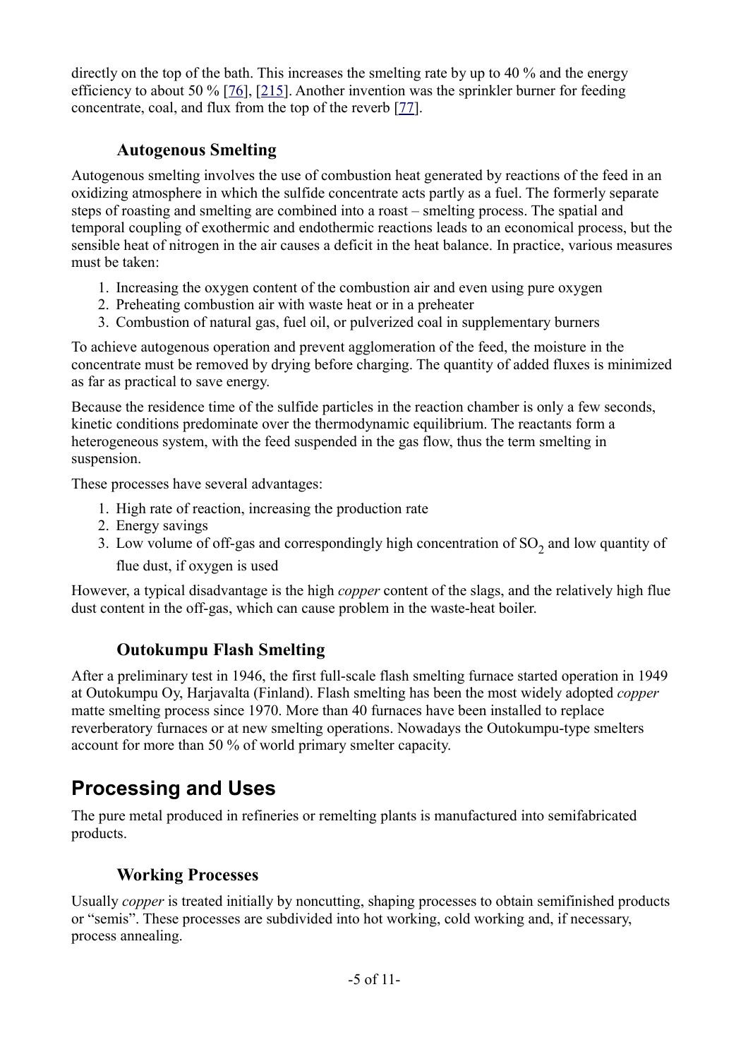directly on the top of the bath. This increases the smelting rate by up to 40 % and the energy efficiency to about 50 % [76], [215]. Another invention was the sprinkler burner for feeding concentrate, coal, and flux from the top of the reverb [77].

### Autogenous Smelting

Autogenous smelting involves the use of combustion heat generated by reactions of the feed in an oxidizing atmosphere in which the sulfide concentrate acts partly as a fuel. The formerly separate steps of roasting and smelting are combined into a roast – smelting process. The spatial and temporal coupling of exothermic and endothermic reactions leads to an economical process, but the sensible heat of nitrogen in the air causes a deficit in the heat balance. In practice, various measures must be taken:

1. Increasing the oxygen content of the combustion air and even using pure oxygen
2. Preheating combustion air with waste heat or in a preheater
3. Combustion of natural gas, fuel oil, or pulverized coal in supplementary burners

To achieve autogenous operation and prevent agglomeration of the feed, the moisture in the concentrate must be removed by drying before charging. The quantity of added fluxes is minimized as far as practical to save energy.

Because the residence time of the sulfide particles in the reaction chamber is only a few seconds, kinetic conditions predominate over the thermodynamic equilibrium. The reactants form a heterogeneous system, with the feed suspended in the gas flow, thus the term smelting in suspension.

These processes have several advantages:

1. High rate of reaction, increasing the production rate
2. Energy savings
3. Low volume of off-gas and correspondingly high concentration of $SO_2$ and low quantity of flue dust, if oxygen is used

However, a typical disadvantage is the high *copper* content of the slags, and the relatively high flue dust content in the off-gas, which can cause problem in the waste-heat boiler.

### Outokumpu Flash Smelting

After a preliminary test in 1946, the first full-scale flash smelting furnace started operation in 1949 at Outokumpu Oy, Harjavalta (Finland). Flash smelting has been the most widely adopted *copper* matte smelting process since 1970. More than 40 furnaces have been installed to replace reverberatory furnaces or at new smelting operations. Nowadays the Outokumpu-type smelters account for more than 50 % of world primary smelter capacity.

## Processing and Uses

The pure metal produced in refineries or remelting plants is manufactured into semifabricated products.

### Working Processes

Usually *copper* is treated initially by noncutting, shaping processes to obtain semifinished products or “semis”. These processes are subdivided into hot working, cold working and, if necessary, process annealing.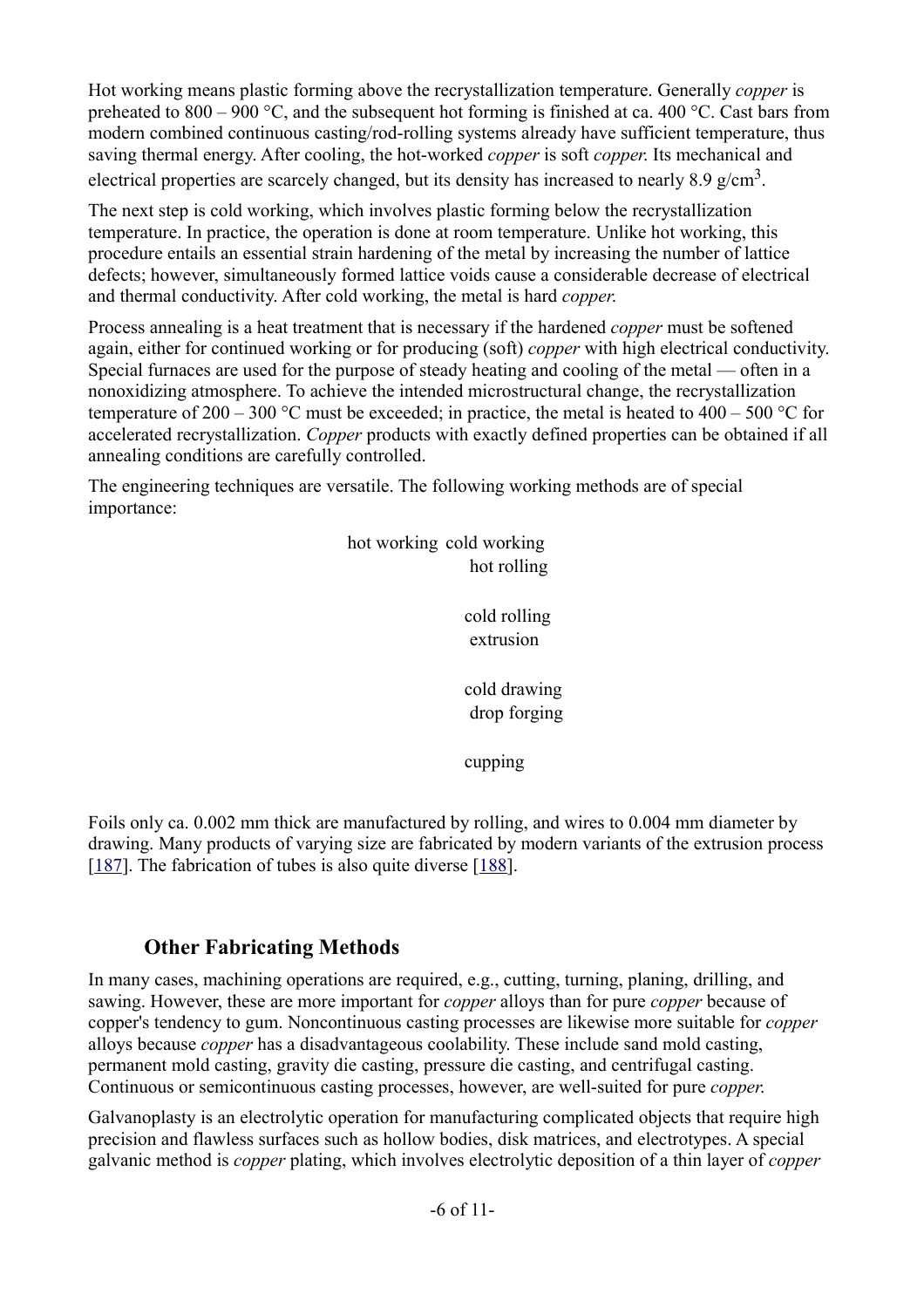Hot working means plastic forming above the recrystallization temperature. Generally *copper* is preheated to 800 – 900 °C, and the subsequent hot forming is finished at ca. 400 °C. Cast bars from modern combined continuous casting/rod-rolling systems already have sufficient temperature, thus saving thermal energy. After cooling, the hot-worked *copper* is soft *copper.* Its mechanical and electrical properties are scarcely changed, but its density has increased to nearly 8.9 g/cm$^3$.

The next step is cold working, which involves plastic forming below the recrystallization temperature. In practice, the operation is done at room temperature. Unlike hot working, this procedure entails an essential strain hardening of the metal by increasing the number of lattice defects; however, simultaneously formed lattice voids cause a considerable decrease of electrical and thermal conductivity. After cold working, the metal is hard *copper.*

Process annealing is a heat treatment that is necessary if the hardened *copper* must be softened again, either for continued working or for producing (soft) *copper* with high electrical conductivity. Special furnaces are used for the purpose of steady heating and cooling of the metal — often in a nonoxidizing atmosphere. To achieve the intended microstructural change, the recrystallization temperature of 200 – 300 °C must be exceeded; in practice, the metal is heated to 400 – 500 °C for accelerated recrystallization. *Copper* products with exactly defined properties can be obtained if all annealing conditions are carefully controlled.

The engineering techniques are versatile. The following working methods are of special importance:

| hot working | cold working |
|---|---|
| hot rolling | cold rolling |
| extrusion | cold drawing |
| drop forging | cupping |

Foils only ca. 0.002 mm thick are manufactured by rolling, and wires to 0.004 mm diameter by drawing. Many products of varying size are fabricated by modern variants of the extrusion process [187]. The fabrication of tubes is also quite diverse [188].

## Other Fabricating Methods

In many cases, machining operations are required, e.g., cutting, turning, planing, drilling, and sawing. However, these are more important for *copper* alloys than for pure *copper* because of copper's tendency to gum. Noncontinuous casting processes are likewise more suitable for *copper* alloys because *copper* has a disadvantageous coolability. These include sand mold casting, permanent mold casting, gravity die casting, pressure die casting, and centrifugal casting. Continuous or semicontinuous casting processes, however, are well-suited for pure *copper.*

Galvanoplasty is an electrolytic operation for manufacturing complicated objects that require high precision and flawless surfaces such as hollow bodies, disk matrices, and electrotypes. A special galvanic method is *copper* plating, which involves electrolytic deposition of a thin layer of *copper*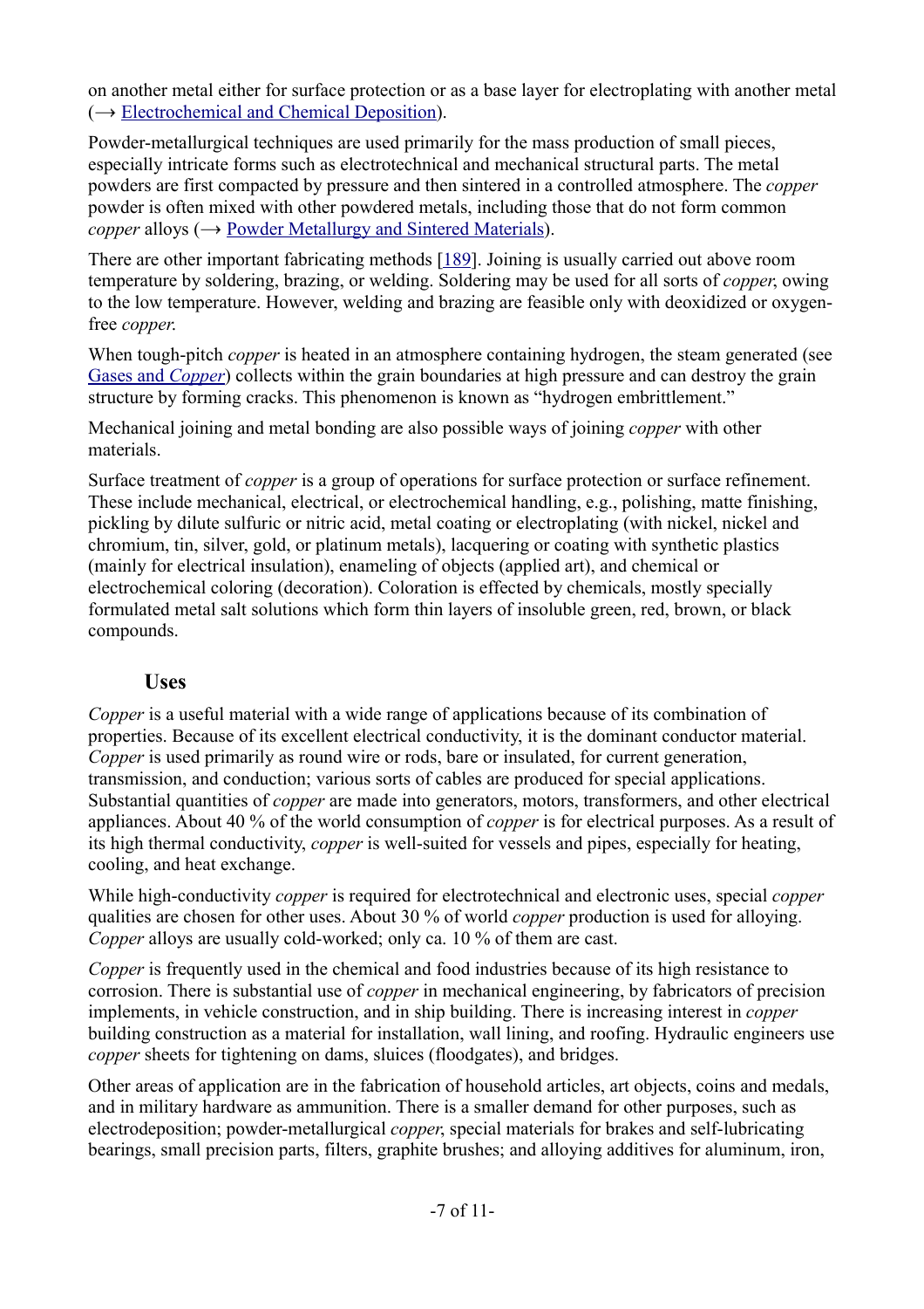on another metal either for surface protection or as a base layer for electroplating with another metal (⟶ Electrochemical and Chemical Deposition).

Powder-metallurgical techniques are used primarily for the mass production of small pieces, especially intricate forms such as electrotechnical and mechanical structural parts. The metal powders are first compacted by pressure and then sintered in a controlled atmosphere. The *copper* powder is often mixed with other powdered metals, including those that do not form common *copper* alloys (⟶ Powder Metallurgy and Sintered Materials).

There are other important fabricating methods [189]. Joining is usually carried out above room temperature by soldering, brazing, or welding. Soldering may be used for all sorts of *copper*, owing to the low temperature. However, welding and brazing are feasible only with deoxidized or oxygen-free *copper*.

When tough-pitch *copper* is heated in an atmosphere containing hydrogen, the steam generated (see Gases and *Copper*) collects within the grain boundaries at high pressure and can destroy the grain structure by forming cracks. This phenomenon is known as "hydrogen embrittlement."

Mechanical joining and metal bonding are also possible ways of joining *copper* with other materials.

Surface treatment of *copper* is a group of operations for surface protection or surface refinement. These include mechanical, electrical, or electrochemical handling, e.g., polishing, matte finishing, pickling by dilute sulfuric or nitric acid, metal coating or electroplating (with nickel, nickel and chromium, tin, silver, gold, or platinum metals), lacquering or coating with synthetic plastics (mainly for electrical insulation), enameling of objects (applied art), and chemical or electrochemical coloring (decoration). Coloration is effected by chemicals, mostly specially formulated metal salt solutions which form thin layers of insoluble green, red, brown, or black compounds.

## Uses

*Copper* is a useful material with a wide range of applications because of its combination of properties. Because of its excellent electrical conductivity, it is the dominant conductor material. *Copper* is used primarily as round wire or rods, bare or insulated, for current generation, transmission, and conduction; various sorts of cables are produced for special applications. Substantial quantities of *copper* are made into generators, motors, transformers, and other electrical appliances. About 40 % of the world consumption of *copper* is for electrical purposes. As a result of its high thermal conductivity, *copper* is well-suited for vessels and pipes, especially for heating, cooling, and heat exchange.

While high-conductivity *copper* is required for electrotechnical and electronic uses, special *copper* qualities are chosen for other uses. About 30 % of world *copper* production is used for alloying. *Copper* alloys are usually cold-worked; only ca. 10 % of them are cast.

*Copper* is frequently used in the chemical and food industries because of its high resistance to corrosion. There is substantial use of *copper* in mechanical engineering, by fabricators of precision implements, in vehicle construction, and in ship building. There is increasing interest in *copper* building construction as a material for installation, wall lining, and roofing. Hydraulic engineers use *copper* sheets for tightening on dams, sluices (floodgates), and bridges.

Other areas of application are in the fabrication of household articles, art objects, coins and medals, and in military hardware as ammunition. There is a smaller demand for other purposes, such as electrodeposition; powder-metallurgical *copper*, special materials for brakes and self-lubricating bearings, small precision parts, filters, graphite brushes; and alloying additives for aluminum, iron,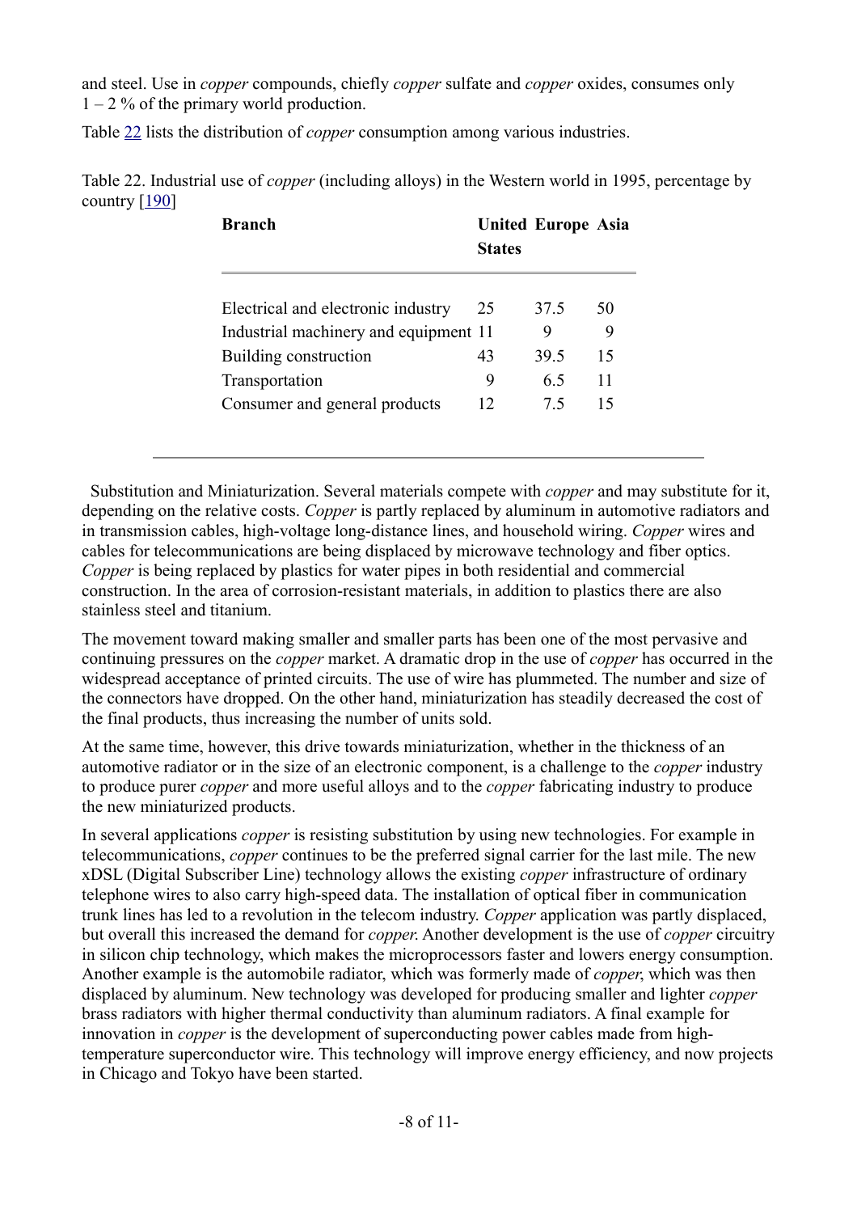and steel. Use in *copper* compounds, chiefly *copper* sulfate and *copper* oxides, consumes only 1 – 2 % of the primary world production.

Table [22] lists the distribution of *copper* consumption among various industries.

Table 22. Industrial use of *copper* (including alloys) in the Western world in 1995, percentage by country [190]

| **Branch** | **United States** | **Europe** | **Asia** |
|---|---|---|---|
| Electrical and electronic industry | 25 | 37.5 | 50 |
| Industrial machinery and equipment | 11 | 9 | 9 |
| Building construction | 43 | 39.5 | 15 |
| Transportation | 9 | 6.5 | 11 |
| Consumer and general products | 12 | 7.5 | 15 |

Substitution and Miniaturization. Several materials compete with *copper* and may substitute for it, depending on the relative costs. *Copper* is partly replaced by aluminum in automotive radiators and in transmission cables, high-voltage long-distance lines, and household wiring. *Copper* wires and cables for telecommunications are being displaced by microwave technology and fiber optics. *Copper* is being replaced by plastics for water pipes in both residential and commercial construction. In the area of corrosion-resistant materials, in addition to plastics there are also stainless steel and titanium.

The movement toward making smaller and smaller parts has been one of the most pervasive and continuing pressures on the *copper* market. A dramatic drop in the use of *copper* has occurred in the widespread acceptance of printed circuits. The use of wire has plummeted. The number and size of the connectors have dropped. On the other hand, miniaturization has steadily decreased the cost of the final products, thus increasing the number of units sold.

At the same time, however, this drive towards miniaturization, whether in the thickness of an automotive radiator or in the size of an electronic component, is a challenge to the *copper* industry to produce purer *copper* and more useful alloys and to the *copper* fabricating industry to produce the new miniaturized products.

In several applications *copper* is resisting substitution by using new technologies. For example in telecommunications, *copper* continues to be the preferred signal carrier for the last mile. The new xDSL (Digital Subscriber Line) technology allows the existing *copper* infrastructure of ordinary telephone wires to also carry high-speed data. The installation of optical fiber in communication trunk lines has led to a revolution in the telecom industry. *Copper* application was partly displaced, but overall this increased the demand for *copper*. Another development is the use of *copper* circuitry in silicon chip technology, which makes the microprocessors faster and lowers energy consumption. Another example is the automobile radiator, which was formerly made of *copper*, which was then displaced by aluminum. New technology was developed for producing smaller and lighter *copper* brass radiators with higher thermal conductivity than aluminum radiators. A final example for innovation in *copper* is the development of superconducting power cables made from high-temperature superconductor wire. This technology will improve energy efficiency, and now projects in Chicago and Tokyo have been started.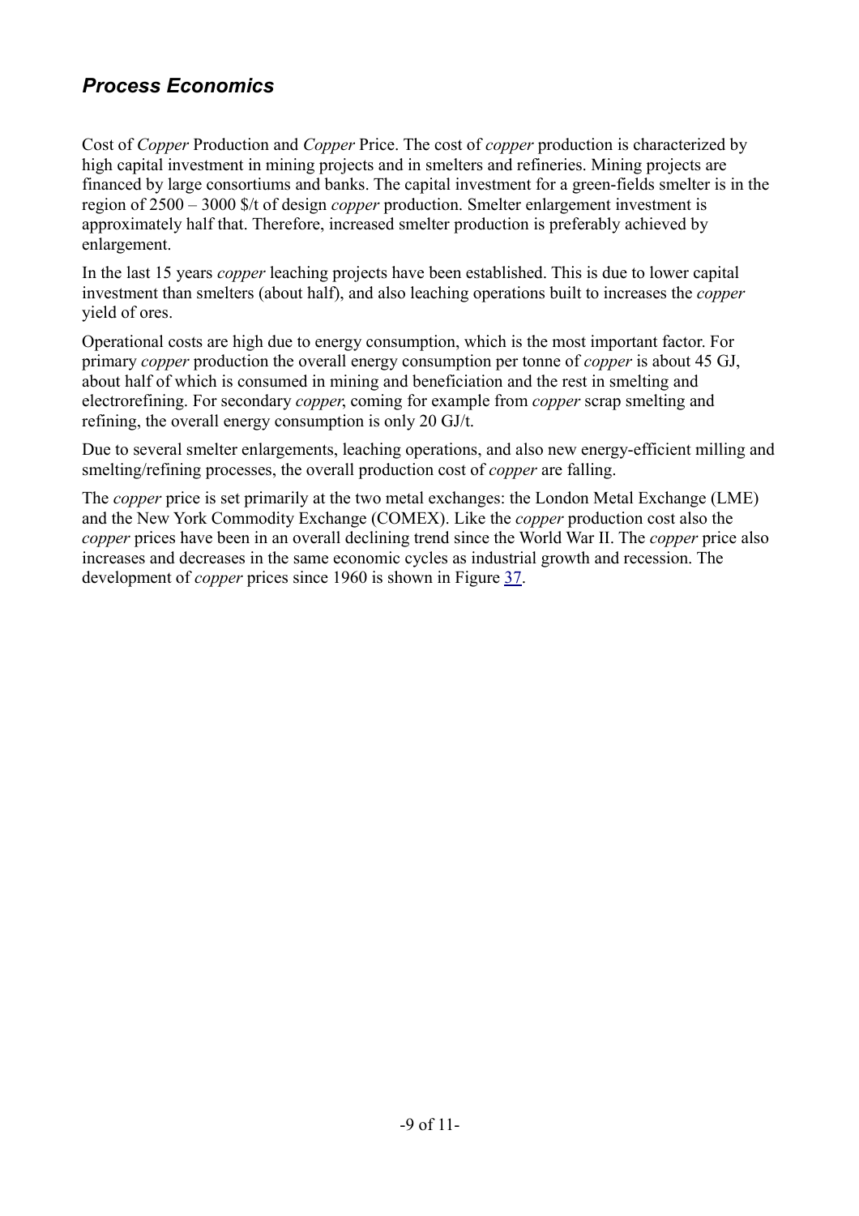## *Process Economics*

Cost of *Copper* Production and *Copper* Price. The cost of *copper* production is characterized by high capital investment in mining projects and in smelters and refineries. Mining projects are financed by large consortiums and banks. The capital investment for a green-fields smelter is in the region of 2500 – 3000 $/t of design *copper* production. Smelter enlargement investment is approximately half that. Therefore, increased smelter production is preferably achieved by enlargement.

In the last 15 years *copper* leaching projects have been established. This is due to lower capital investment than smelters (about half), and also leaching operations built to increases the *copper* yield of ores.

Operational costs are high due to energy consumption, which is the most important factor. For primary *copper* production the overall energy consumption per tonne of *copper* is about 45 GJ, about half of which is consumed in mining and beneficiation and the rest in smelting and electrorefining. For secondary *copper*, coming for example from *copper* scrap smelting and refining, the overall energy consumption is only 20 GJ/t.

Due to several smelter enlargements, leaching operations, and also new energy-efficient milling and smelting/refining processes, the overall production cost of *copper* are falling.

The *copper* price is set primarily at the two metal exchanges: the London Metal Exchange (LME) and the New York Commodity Exchange (COMEX). Like the *copper* production cost also the *copper* prices have been in an overall declining trend since the World War II. The *copper* price also increases and decreases in the same economic cycles as industrial growth and recession. The development of *copper* prices since 1960 is shown in Figure 37.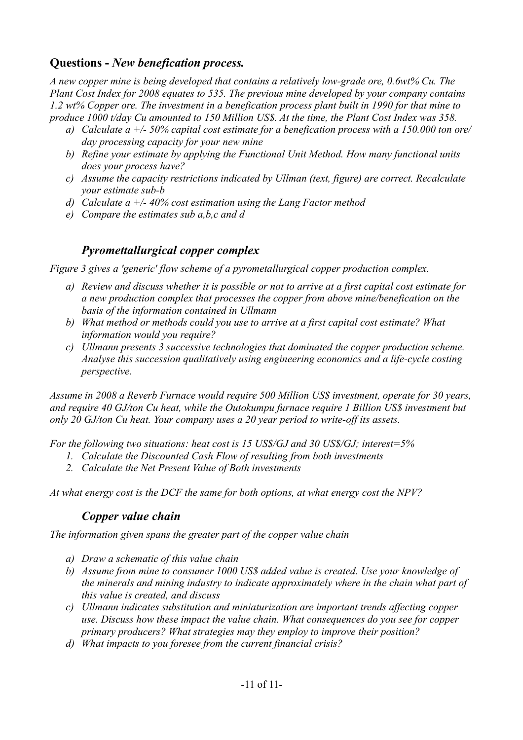## Questions - *New benefication process.*

*A new copper mine is being developed that contains a relatively low-grade ore, 0.6wt% Cu. The Plant Cost Index for 2008 equates to 535. The previous mine developed by your company contains 1.2 wt% Copper ore. The investment in a benefication process plant built in 1990 for that mine to produce 1000 t/day Cu amounted to 150 Million US$. At the time, the Plant Cost Index was 358.*

a) *Calculate a +/- 50% capital cost estimate for a benefication process with a 150.000 ton ore/ day processing capacity for your new mine*
b) *Refine your estimate by applying the Functional Unit Method. How many functional units does your process have?*
c) *Assume the capacity restrictions indicated by Ullman (text, figure) are correct. Recalculate your estimate sub-b*
d) *Calculate a +/- 40% cost estimation using the Lang Factor method*
e) *Compare the estimates sub a,b,c and d*

### *Pyromettallurgical copper complex*

*Figure 3 gives a 'generic' flow scheme of a pyrometallurgical copper production complex.*

a) *Review and discuss whether it is possible or not to arrive at a first capital cost estimate for a new production complex that processes the copper from above mine/benefication on the basis of the information contained in Ullmann*
b) *What method or methods could you use to arrive at a first capital cost estimate? What information would you require?*
c) *Ullmann presents 3 successive technologies that dominated the copper production scheme. Analyse this succession qualitatively using engineering economics and a life-cycle costing perspective.*

*Assume in 2008 a Reverb Furnace would require 500 Million US$ investment, operate for 30 years, and require 40 GJ/ton Cu heat, while the Outokumpu furnace require 1 Billion US$ investment but only 20 GJ/ton Cu heat. Your company uses a 20 year period to write-off its assets.*

*For the following two situations: heat cost is 15 US$/GJ and 30 US$/GJ; interest=5%*

1. *Calculate the Discounted Cash Flow of resulting from both investments*
2. *Calculate the Net Present Value of Both investments*

*At what energy cost is the DCF the same for both options, at what energy cost the NPV?*

### *Copper value chain*

*The information given spans the greater part of the copper value chain*

a) *Draw a schematic of this value chain*
b) *Assume from mine to consumer 1000 US$ added value is created. Use your knowledge of the minerals and mining industry to indicate approximately where in the chain what part of this value is created, and discuss*
c) *Ullmann indicates substitution and miniaturization are important trends affecting copper use. Discuss how these impact the value chain. What consequences do you see for copper primary producers? What strategies may they employ to improve their position?*
d) *What impacts to you foresee from the current financial crisis?*